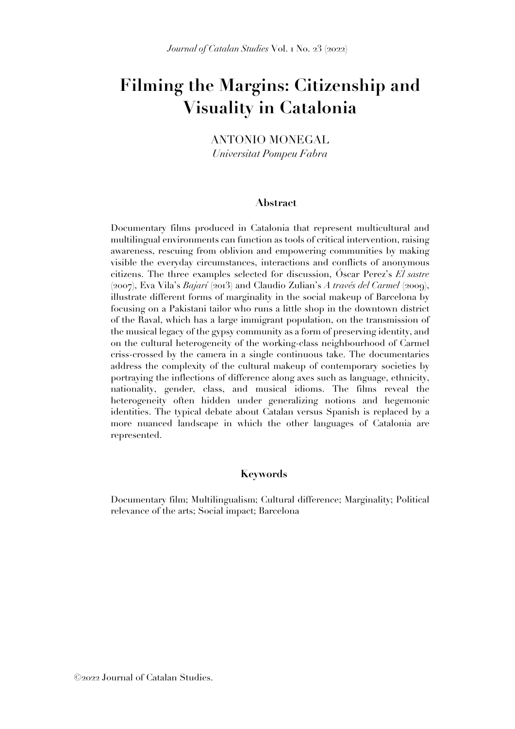# Filming the Margins: Citizenship and Visuality in Catalonia

ANTONIO MONEGAL
*Universitat Pompeu Fabra*

## Abstract

Documentary films produced in Catalonia that represent multicultural and multilingual environments can function as tools of critical intervention, raising awareness, rescuing from oblivion and empowering communities by making visible the everyday circumstances, interactions and conflicts of anonymous citizens. The three examples selected for discussion, Óscar Perez's *El sastre* (2007), Eva Vila's *Bajarí* (2013) and Claudio Zulian's *A través del Carmel* (2009), illustrate different forms of marginality in the social makeup of Barcelona by focusing on a Pakistani tailor who runs a little shop in the downtown district of the Raval, which has a large immigrant population, on the transmission of the musical legacy of the gypsy community as a form of preserving identity, and on the cultural heterogeneity of the working-class neighbourhood of Carmel criss-crossed by the camera in a single continuous take. The documentaries address the complexity of the cultural makeup of contemporary societies by portraying the inflections of difference along axes such as language, ethnicity, nationality, gender, class, and musical idioms. The films reveal the heterogeneity often hidden under generalizing notions and hegemonic identities. The typical debate about Catalan versus Spanish is replaced by a more nuanced landscape in which the other languages of Catalonia are represented.

## Keywords

Documentary film; Multilingualism; Cultural difference; Marginality; Political relevance of the arts; Social impact; Barcelona

©2022 Journal of Catalan Studies.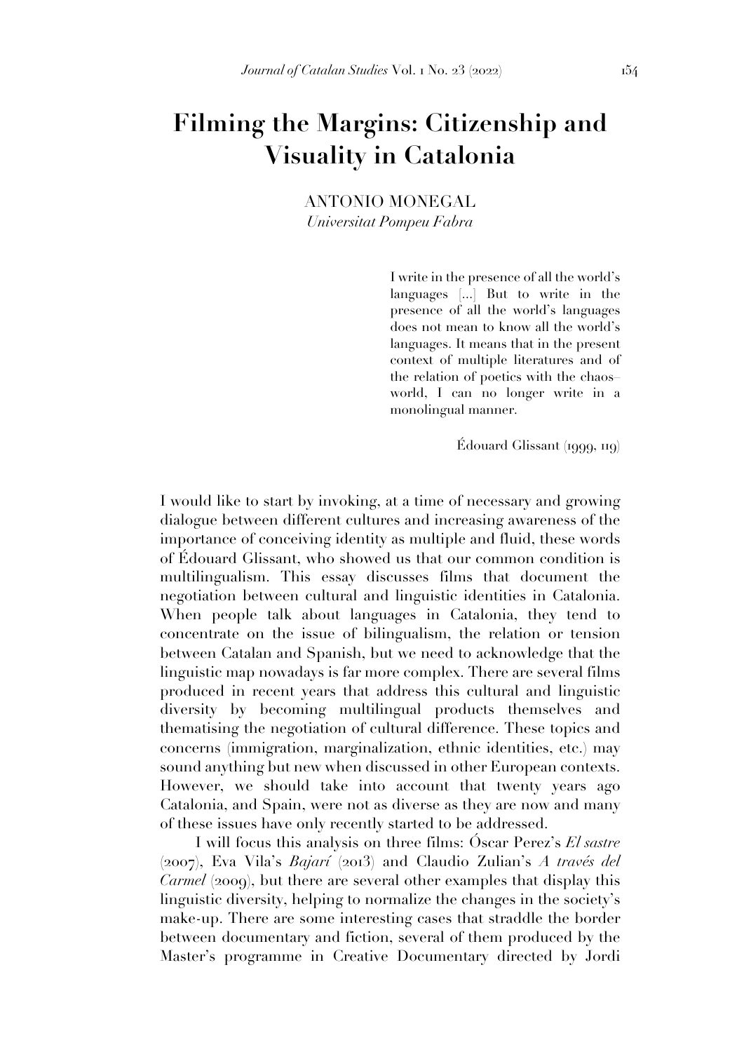# Filming the Margins: Citizenship and Visuality in Catalonia

ANTONIO MONEGAL
*Universitat Pompeu Fabra*

> I write in the presence of all the world's languages [...] But to write in the presence of all the world's languages does not mean to know all the world's languages. It means that in the present context of multiple literatures and of the relation of poetics with the chaos–world, I can no longer write in a monolingual manner.
>
> Édouard Glissant (1999, 119)

I would like to start by invoking, at a time of necessary and growing dialogue between different cultures and increasing awareness of the importance of conceiving identity as multiple and fluid, these words of Édouard Glissant, who showed us that our common condition is multilingualism. This essay discusses films that document the negotiation between cultural and linguistic identities in Catalonia. When people talk about languages in Catalonia, they tend to concentrate on the issue of bilingualism, the relation or tension between Catalan and Spanish, but we need to acknowledge that the linguistic map nowadays is far more complex. There are several films produced in recent years that address this cultural and linguistic diversity by becoming multilingual products themselves and thematising the negotiation of cultural difference. These topics and concerns (immigration, marginalization, ethnic identities, etc.) may sound anything but new when discussed in other European contexts. However, we should take into account that twenty years ago Catalonia, and Spain, were not as diverse as they are now and many of these issues have only recently started to be addressed.

I will focus this analysis on three films: Óscar Perez's *El sastre* (2007), Eva Vila's *Bajarí* (2013) and Claudio Zulian's *A través del Carmel* (2009), but there are several other examples that display this linguistic diversity, helping to normalize the changes in the society's make-up. There are some interesting cases that straddle the border between documentary and fiction, several of them produced by the Master's programme in Creative Documentary directed by Jordi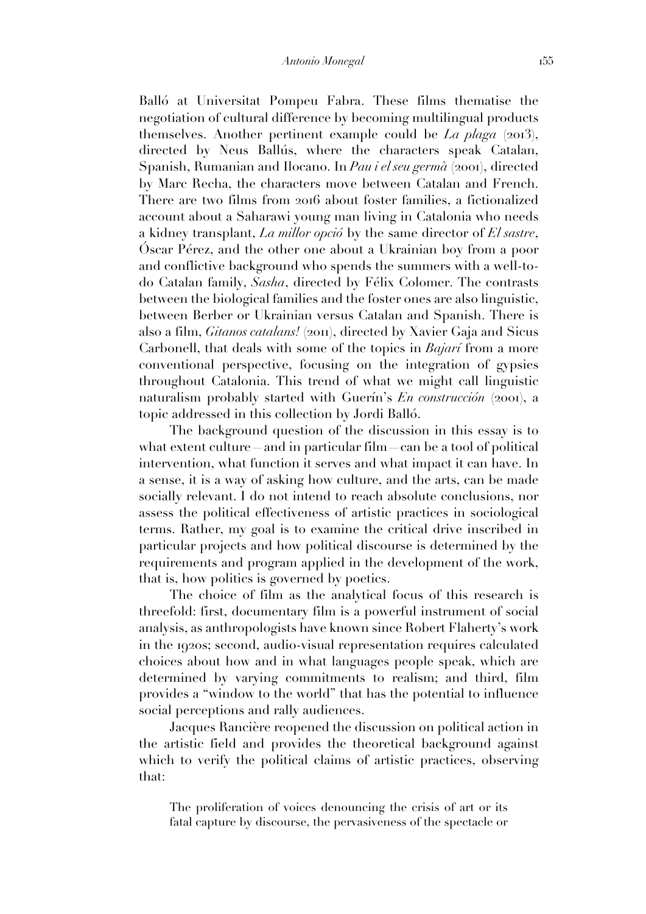Balló at Universitat Pompeu Fabra. These films thematise the negotiation of cultural difference by becoming multilingual products themselves. Another pertinent example could be *La plaga* (2013), directed by Neus Ballús, where the characters speak Catalan, Spanish, Rumanian and Ilocano. In *Pau i el seu germà* (2001), directed by Marc Recha, the characters move between Catalan and French. There are two films from 2016 about foster families, a fictionalized account about a Saharawi young man living in Catalonia who needs a kidney transplant, *La millor opció* by the same director of *El sastre*, Óscar Pérez, and the other one about a Ukrainian boy from a poor and conflictive background who spends the summers with a well-to-do Catalan family, *Sasha*, directed by Félix Colomer. The contrasts between the biological families and the foster ones are also linguistic, between Berber or Ukrainian versus Catalan and Spanish. There is also a film, *Gitanos catalans!* (2011), directed by Xavier Gaja and Sicus Carbonell, that deals with some of the topics in *Bajarí* from a more conventional perspective, focusing on the integration of gypsies throughout Catalonia. This trend of what we might call linguistic naturalism probably started with Guerín's *En construcción* (2001), a topic addressed in this collection by Jordi Balló.

The background question of the discussion in this essay is to what extent culture—and in particular film—can be a tool of political intervention, what function it serves and what impact it can have. In a sense, it is a way of asking how culture, and the arts, can be made socially relevant. I do not intend to reach absolute conclusions, nor assess the political effectiveness of artistic practices in sociological terms. Rather, my goal is to examine the critical drive inscribed in particular projects and how political discourse is determined by the requirements and program applied in the development of the work, that is, how politics is governed by poetics.

The choice of film as the analytical focus of this research is threefold: first, documentary film is a powerful instrument of social analysis, as anthropologists have known since Robert Flaherty's work in the 1920s; second, audio-visual representation requires calculated choices about how and in what languages people speak, which are determined by varying commitments to realism; and third, film provides a "window to the world" that has the potential to influence social perceptions and rally audiences.

Jacques Rancière reopened the discussion on political action in the artistic field and provides the theoretical background against which to verify the political claims of artistic practices, observing that:

> The proliferation of voices denouncing the crisis of art or its fatal capture by discourse, the pervasiveness of the spectacle or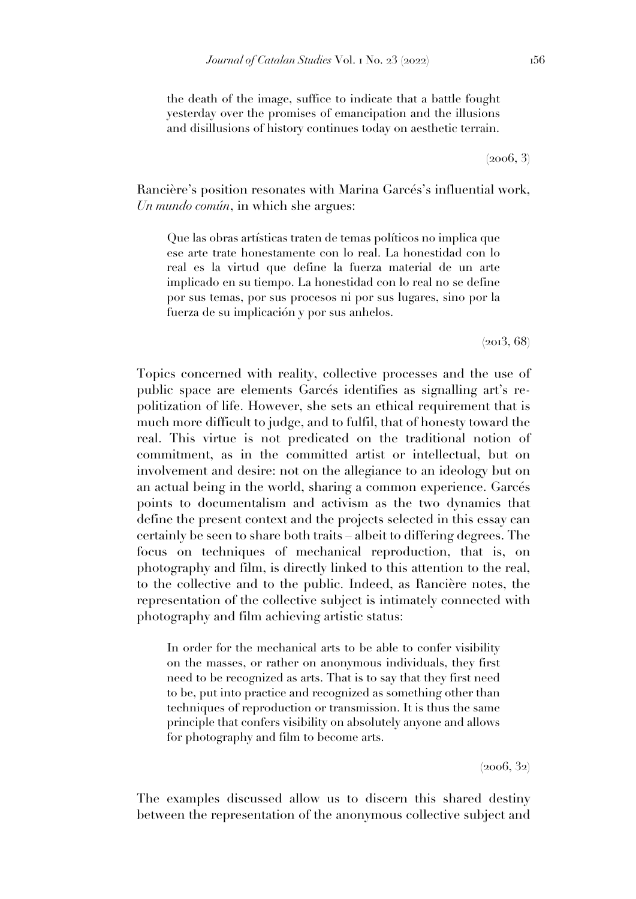> the death of the image, suffice to indicate that a battle fought yesterday over the promises of emancipation and the illusions and disillusions of history continues today on aesthetic terrain.
>
> (2006, 3)

Rancière's position resonates with Marina Garcés's influential work, *Un mundo común*, in which she argues:

> Que las obras artísticas traten de temas políticos no implica que ese arte trate honestamente con lo real. La honestidad con lo real es la virtud que define la fuerza material de un arte implicado en su tiempo. La honestidad con lo real no se define por sus temas, por sus procesos ni por sus lugares, sino por la fuerza de su implicación y por sus anhelos.
>
> (2013, 68)

Topics concerned with reality, collective processes and the use of public space are elements Garcés identifies as signalling art's re-politization of life. However, she sets an ethical requirement that is much more difficult to judge, and to fulfil, that of honesty toward the real. This virtue is not predicated on the traditional notion of commitment, as in the committed artist or intellectual, but on involvement and desire: not on the allegiance to an ideology but on an actual being in the world, sharing a common experience. Garcés points to documentalism and activism as the two dynamics that define the present context and the projects selected in this essay can certainly be seen to share both traits – albeit to differing degrees. The focus on techniques of mechanical reproduction, that is, on photography and film, is directly linked to this attention to the real, to the collective and to the public. Indeed, as Rancière notes, the representation of the collective subject is intimately connected with photography and film achieving artistic status:

> In order for the mechanical arts to be able to confer visibility on the masses, or rather on anonymous individuals, they first need to be recognized as arts. That is to say that they first need to be, put into practice and recognized as something other than techniques of reproduction or transmission. It is thus the same principle that confers visibility on absolutely anyone and allows for photography and film to become arts.
>
> (2006, 32)

The examples discussed allow us to discern this shared destiny between the representation of the anonymous collective subject and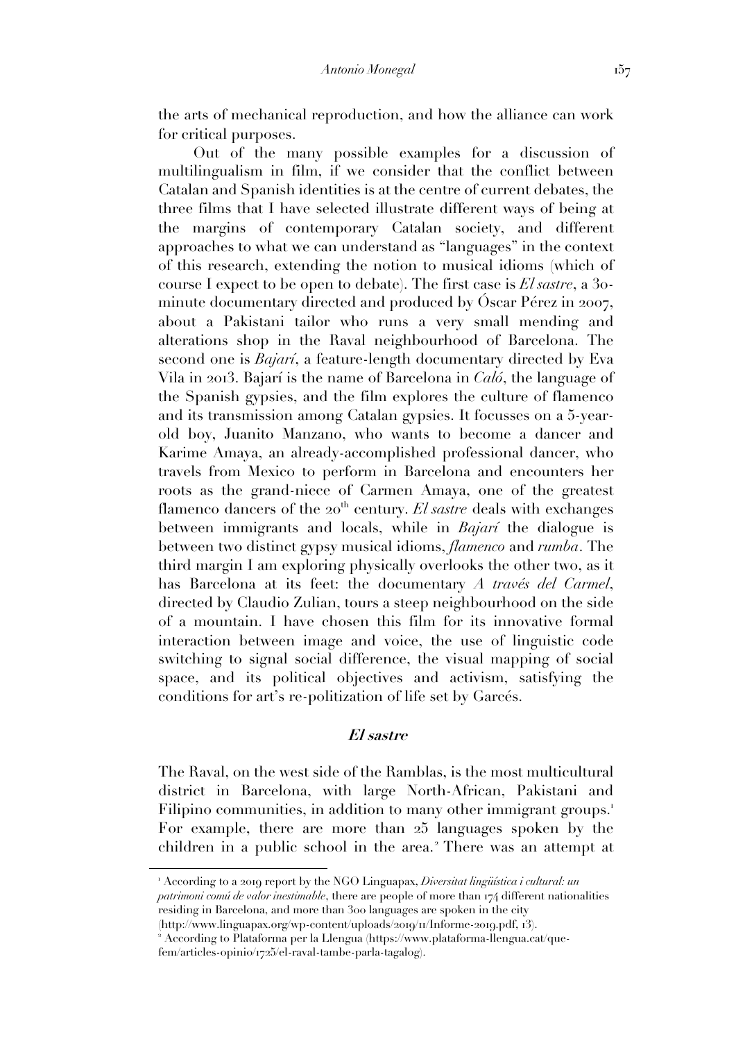the arts of mechanical reproduction, and how the alliance can work for critical purposes.

Out of the many possible examples for a discussion of multilingualism in film, if we consider that the conflict between Catalan and Spanish identities is at the centre of current debates, the three films that I have selected illustrate different ways of being at the margins of contemporary Catalan society, and different approaches to what we can understand as "languages" in the context of this research, extending the notion to musical idioms (which of course I expect to be open to debate). The first case is *El sastre*, a 30-minute documentary directed and produced by Óscar Pérez in 2007, about a Pakistani tailor who runs a very small mending and alterations shop in the Raval neighbourhood of Barcelona. The second one is *Bajarí*, a feature-length documentary directed by Eva Vila in 2013. Bajarí is the name of Barcelona in *Caló*, the language of the Spanish gypsies, and the film explores the culture of flamenco and its transmission among Catalan gypsies. It focusses on a 5-year-old boy, Juanito Manzano, who wants to become a dancer and Karime Amaya, an already-accomplished professional dancer, who travels from Mexico to perform in Barcelona and encounters her roots as the grand-niece of Carmen Amaya, one of the greatest flamenco dancers of the 20th century. *El sastre* deals with exchanges between immigrants and locals, while in *Bajarí* the dialogue is between two distinct gypsy musical idioms, *flamenco* and *rumba*. The third margin I am exploring physically overlooks the other two, as it has Barcelona at its feet: the documentary *A través del Carmel*, directed by Claudio Zulian, tours a steep neighbourhood on the side of a mountain. I have chosen this film for its innovative formal interaction between image and voice, the use of linguistic code switching to signal social difference, the visual mapping of social space, and its political objectives and activism, satisfying the conditions for art's re-politization of life set by Garcés.

## *El sastre*

The Raval, on the west side of the Ramblas, is the most multicultural district in Barcelona, with large North-African, Pakistani and Filipino communities, in addition to many other immigrant groups.[1] For example, there are more than 25 languages spoken by the children in a public school in the area.[2] There was an attempt at

---

[1] According to a 2019 report by the NGO Linguapax, *Diversitat lingüística i cultural: un patrimoni comú de valor inestimable*, there are people of more than 174 different nationalities residing in Barcelona, and more than 300 languages are spoken in the city (http://www.linguapax.org/wp-content/uploads/2019/11/Informe-2019.pdf, 13).

[2] According to Plataforma per la Llengua (https://www.plataforma-llengua.cat/que-fem/articles-opinio/1725/el-raval-tambe-parla-tagalog).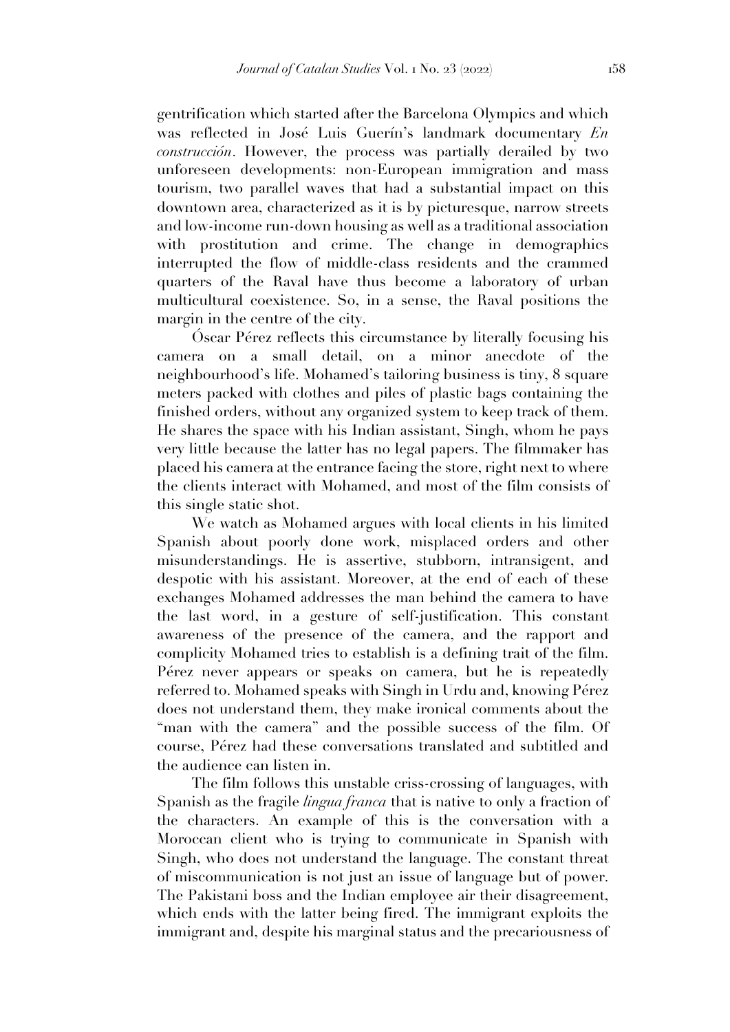gentrification which started after the Barcelona Olympics and which was reflected in José Luis Guerín's landmark documentary *En construcción*. However, the process was partially derailed by two unforeseen developments: non-European immigration and mass tourism, two parallel waves that had a substantial impact on this downtown area, characterized as it is by picturesque, narrow streets and low-income run-down housing as well as a traditional association with prostitution and crime. The change in demographics interrupted the flow of middle-class residents and the crammed quarters of the Raval have thus become a laboratory of urban multicultural coexistence. So, in a sense, the Raval positions the margin in the centre of the city.

Óscar Pérez reflects this circumstance by literally focusing his camera on a small detail, on a minor anecdote of the neighbourhood's life. Mohamed's tailoring business is tiny, 8 square meters packed with clothes and piles of plastic bags containing the finished orders, without any organized system to keep track of them. He shares the space with his Indian assistant, Singh, whom he pays very little because the latter has no legal papers. The filmmaker has placed his camera at the entrance facing the store, right next to where the clients interact with Mohamed, and most of the film consists of this single static shot.

We watch as Mohamed argues with local clients in his limited Spanish about poorly done work, misplaced orders and other misunderstandings. He is assertive, stubborn, intransigent, and despotic with his assistant. Moreover, at the end of each of these exchanges Mohamed addresses the man behind the camera to have the last word, in a gesture of self-justification. This constant awareness of the presence of the camera, and the rapport and complicity Mohamed tries to establish is a defining trait of the film. Pérez never appears or speaks on camera, but he is repeatedly referred to. Mohamed speaks with Singh in Urdu and, knowing Pérez does not understand them, they make ironical comments about the "man with the camera" and the possible success of the film. Of course, Pérez had these conversations translated and subtitled and the audience can listen in.

The film follows this unstable criss-crossing of languages, with Spanish as the fragile *lingua franca* that is native to only a fraction of the characters. An example of this is the conversation with a Moroccan client who is trying to communicate in Spanish with Singh, who does not understand the language. The constant threat of miscommunication is not just an issue of language but of power. The Pakistani boss and the Indian employee air their disagreement, which ends with the latter being fired. The immigrant exploits the immigrant and, despite his marginal status and the precariousness of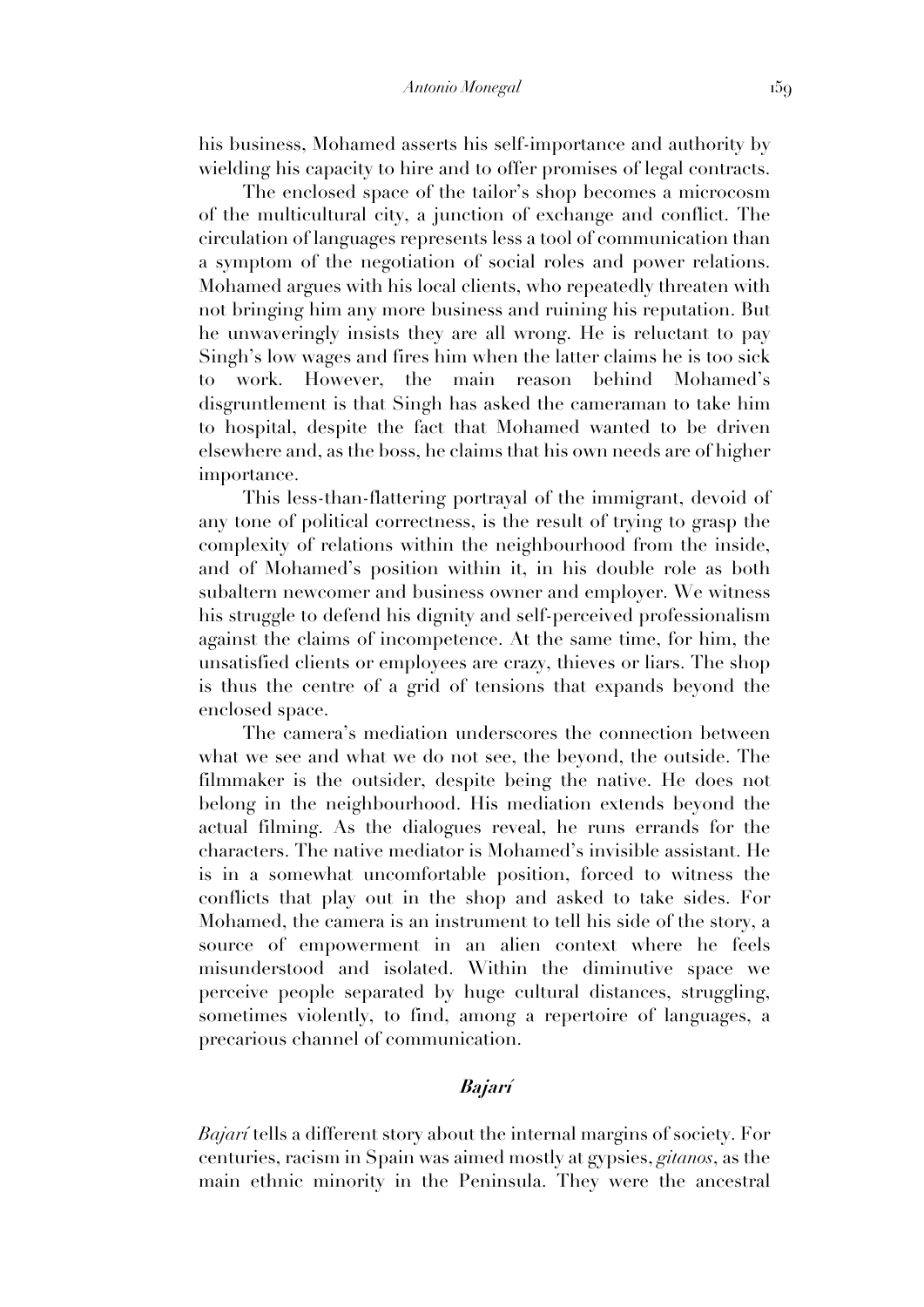his business, Mohamed asserts his self-importance and authority by wielding his capacity to hire and to offer promises of legal contracts.

The enclosed space of the tailor's shop becomes a microcosm of the multicultural city, a junction of exchange and conflict. The circulation of languages represents less a tool of communication than a symptom of the negotiation of social roles and power relations. Mohamed argues with his local clients, who repeatedly threaten with not bringing him any more business and ruining his reputation. But he unwaveringly insists they are all wrong. He is reluctant to pay Singh's low wages and fires him when the latter claims he is too sick to work. However, the main reason behind Mohamed's disgruntlement is that Singh has asked the cameraman to take him to hospital, despite the fact that Mohamed wanted to be driven elsewhere and, as the boss, he claims that his own needs are of higher importance.

This less-than-flattering portrayal of the immigrant, devoid of any tone of political correctness, is the result of trying to grasp the complexity of relations within the neighbourhood from the inside, and of Mohamed's position within it, in his double role as both subaltern newcomer and business owner and employer. We witness his struggle to defend his dignity and self-perceived professionalism against the claims of incompetence. At the same time, for him, the unsatisfied clients or employees are crazy, thieves or liars. The shop is thus the centre of a grid of tensions that expands beyond the enclosed space.

The camera's mediation underscores the connection between what we see and what we do not see, the beyond, the outside. The filmmaker is the outsider, despite being the native. He does not belong in the neighbourhood. His mediation extends beyond the actual filming. As the dialogues reveal, he runs errands for the characters. The native mediator is Mohamed's invisible assistant. He is in a somewhat uncomfortable position, forced to witness the conflicts that play out in the shop and asked to take sides. For Mohamed, the camera is an instrument to tell his side of the story, a source of empowerment in an alien context where he feels misunderstood and isolated. Within the diminutive space we perceive people separated by huge cultural distances, struggling, sometimes violently, to find, among a repertoire of languages, a precarious channel of communication.

## *Bajarí*

*Bajarí* tells a different story about the internal margins of society. For centuries, racism in Spain was aimed mostly at gypsies, *gitanos*, as the main ethnic minority in the Peninsula. They were the ancestral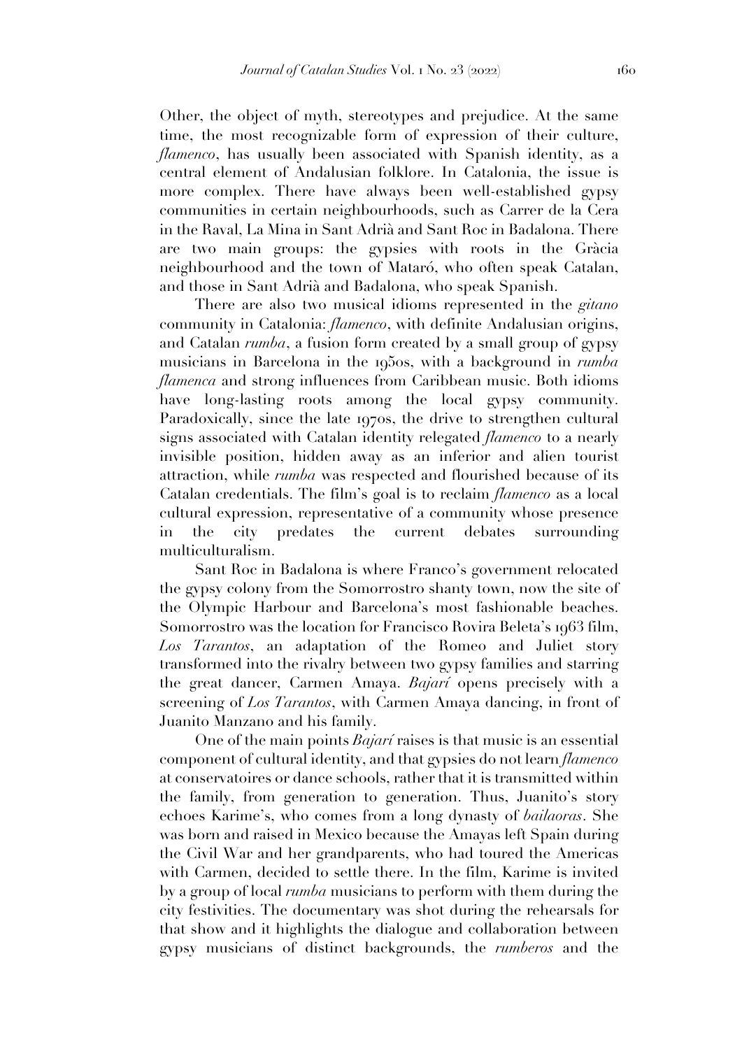Other, the object of myth, stereotypes and prejudice. At the same time, the most recognizable form of expression of their culture, *flamenco*, has usually been associated with Spanish identity, as a central element of Andalusian folklore. In Catalonia, the issue is more complex. There have always been well-established gypsy communities in certain neighbourhoods, such as Carrer de la Cera in the Raval, La Mina in Sant Adrià and Sant Roc in Badalona. There are two main groups: the gypsies with roots in the Gràcia neighbourhood and the town of Mataró, who often speak Catalan, and those in Sant Adrià and Badalona, who speak Spanish.

There are also two musical idioms represented in the *gitano* community in Catalonia: *flamenco*, with definite Andalusian origins, and Catalan *rumba*, a fusion form created by a small group of gypsy musicians in Barcelona in the 1950s, with a background in *rumba flamenca* and strong influences from Caribbean music. Both idioms have long-lasting roots among the local gypsy community. Paradoxically, since the late 1970s, the drive to strengthen cultural signs associated with Catalan identity relegated *flamenco* to a nearly invisible position, hidden away as an inferior and alien tourist attraction, while *rumba* was respected and flourished because of its Catalan credentials. The film's goal is to reclaim *flamenco* as a local cultural expression, representative of a community whose presence in the city predates the current debates surrounding multiculturalism.

Sant Roc in Badalona is where Franco's government relocated the gypsy colony from the Somorrostro shanty town, now the site of the Olympic Harbour and Barcelona's most fashionable beaches. Somorrostro was the location for Francisco Rovira Beleta's 1963 film, *Los Tarantos*, an adaptation of the Romeo and Juliet story transformed into the rivalry between two gypsy families and starring the great dancer, Carmen Amaya. *Bajarí* opens precisely with a screening of *Los Tarantos*, with Carmen Amaya dancing, in front of Juanito Manzano and his family.

One of the main points *Bajarí* raises is that music is an essential component of cultural identity, and that gypsies do not learn *flamenco* at conservatoires or dance schools, rather that it is transmitted within the family, from generation to generation. Thus, Juanito's story echoes Karime's, who comes from a long dynasty of *bailaoras*. She was born and raised in Mexico because the Amayas left Spain during the Civil War and her grandparents, who had toured the Americas with Carmen, decided to settle there. In the film, Karime is invited by a group of local *rumba* musicians to perform with them during the city festivities. The documentary was shot during the rehearsals for that show and it highlights the dialogue and collaboration between gypsy musicians of distinct backgrounds, the *rumberos* and the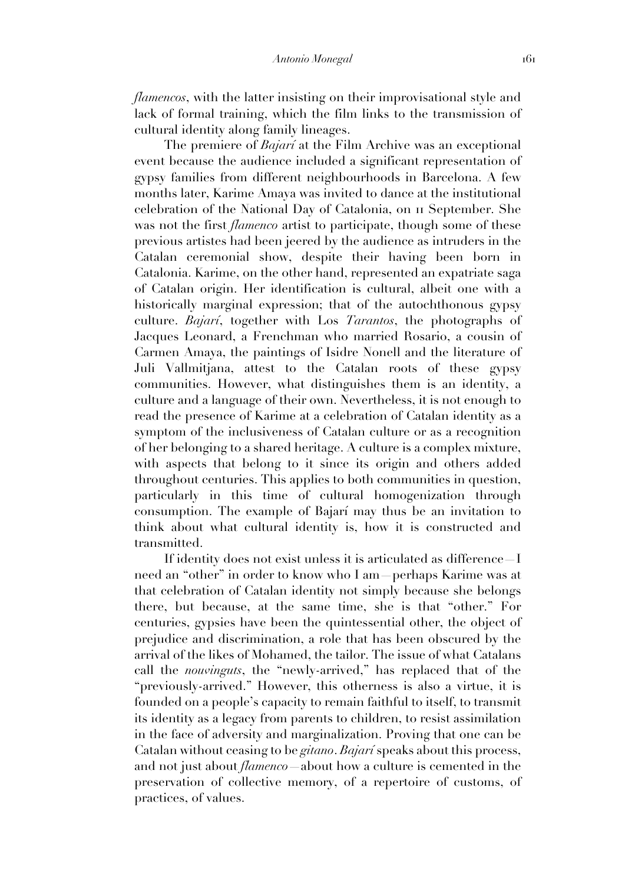*flamencos*, with the latter insisting on their improvisational style and lack of formal training, which the film links to the transmission of cultural identity along family lineages.

The premiere of *Bajarí* at the Film Archive was an exceptional event because the audience included a significant representation of gypsy families from different neighbourhoods in Barcelona. A few months later, Karime Amaya was invited to dance at the institutional celebration of the National Day of Catalonia, on 11 September. She was not the first *flamenco* artist to participate, though some of these previous artistes had been jeered by the audience as intruders in the Catalan ceremonial show, despite their having been born in Catalonia. Karime, on the other hand, represented an expatriate saga of Catalan origin. Her identification is cultural, albeit one with a historically marginal expression; that of the autochthonous gypsy culture. *Bajarí*, together with Los *Tarantos*, the photographs of Jacques Leonard, a Frenchman who married Rosario, a cousin of Carmen Amaya, the paintings of Isidre Nonell and the literature of Juli Vallmitjana, attest to the Catalan roots of these gypsy communities. However, what distinguishes them is an identity, a culture and a language of their own. Nevertheless, it is not enough to read the presence of Karime at a celebration of Catalan identity as a symptom of the inclusiveness of Catalan culture or as a recognition of her belonging to a shared heritage. A culture is a complex mixture, with aspects that belong to it since its origin and others added throughout centuries. This applies to both communities in question, particularly in this time of cultural homogenization through consumption. The example of Bajarí may thus be an invitation to think about what cultural identity is, how it is constructed and transmitted.

If identity does not exist unless it is articulated as difference—I need an "other" in order to know who I am—perhaps Karime was at that celebration of Catalan identity not simply because she belongs there, but because, at the same time, she is that "other." For centuries, gypsies have been the quintessential other, the object of prejudice and discrimination, a role that has been obscured by the arrival of the likes of Mohamed, the tailor. The issue of what Catalans call the *nouvinguts*, the "newly-arrived," has replaced that of the "previously-arrived." However, this otherness is also a virtue, it is founded on a people's capacity to remain faithful to itself, to transmit its identity as a legacy from parents to children, to resist assimilation in the face of adversity and marginalization. Proving that one can be Catalan without ceasing to be *gitano*. *Bajarí* speaks about this process, and not just about *flamenco*—about how a culture is cemented in the preservation of collective memory, of a repertoire of customs, of practices, of values.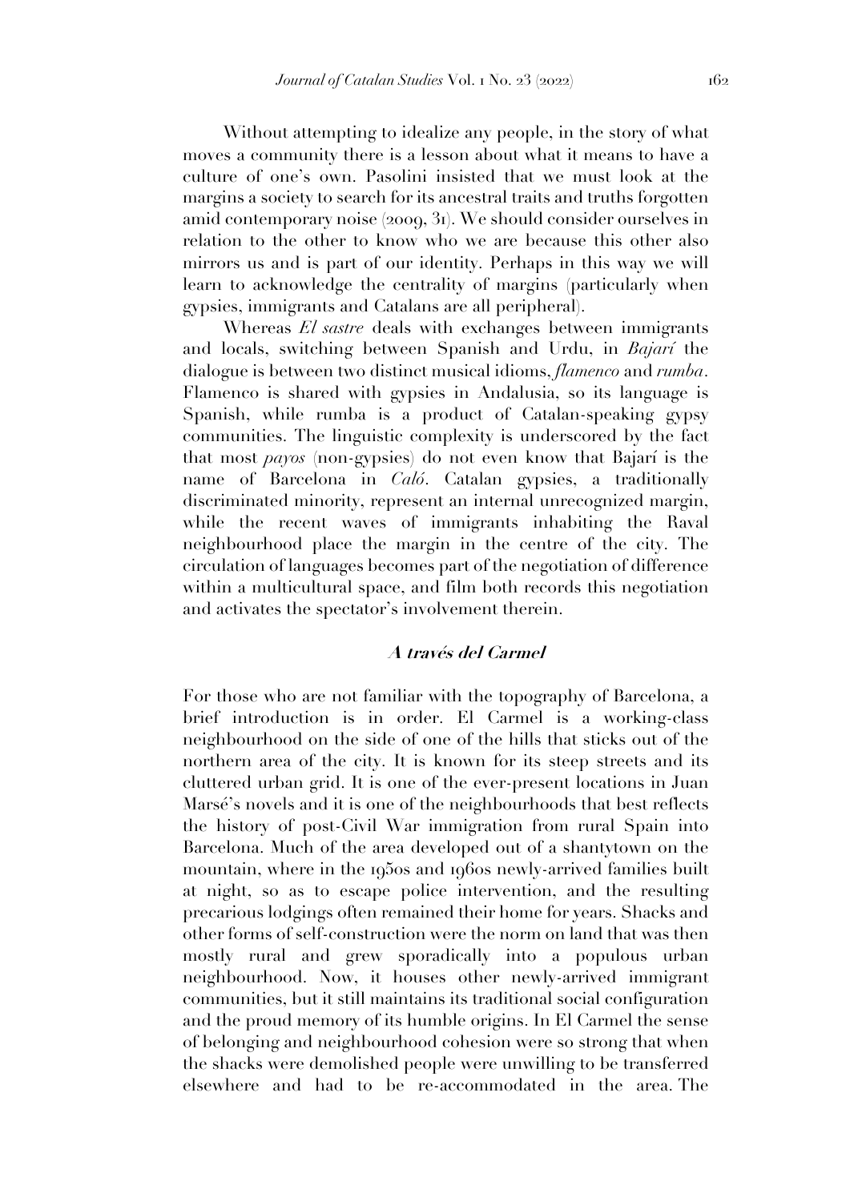Without attempting to idealize any people, in the story of what moves a community there is a lesson about what it means to have a culture of one's own. Pasolini insisted that we must look at the margins a society to search for its ancestral traits and truths forgotten amid contemporary noise (2009, 31). We should consider ourselves in relation to the other to know who we are because this other also mirrors us and is part of our identity. Perhaps in this way we will learn to acknowledge the centrality of margins (particularly when gypsies, immigrants and Catalans are all peripheral).

Whereas *El sastre* deals with exchanges between immigrants and locals, switching between Spanish and Urdu, in *Bajarí* the dialogue is between two distinct musical idioms, *flamenco* and *rumba*. Flamenco is shared with gypsies in Andalusia, so its language is Spanish, while rumba is a product of Catalan-speaking gypsy communities. The linguistic complexity is underscored by the fact that most *payos* (non-gypsies) do not even know that Bajarí is the name of Barcelona in *Caló*. Catalan gypsies, a traditionally discriminated minority, represent an internal unrecognized margin, while the recent waves of immigrants inhabiting the Raval neighbourhood place the margin in the centre of the city. The circulation of languages becomes part of the negotiation of difference within a multicultural space, and film both records this negotiation and activates the spectator's involvement therein.

## *A través del Carmel*

For those who are not familiar with the topography of Barcelona, a brief introduction is in order. El Carmel is a working-class neighbourhood on the side of one of the hills that sticks out of the northern area of the city. It is known for its steep streets and its cluttered urban grid. It is one of the ever-present locations in Juan Marsé's novels and it is one of the neighbourhoods that best reflects the history of post-Civil War immigration from rural Spain into Barcelona. Much of the area developed out of a shantytown on the mountain, where in the 1950s and 1960s newly-arrived families built at night, so as to escape police intervention, and the resulting precarious lodgings often remained their home for years. Shacks and other forms of self-construction were the norm on land that was then mostly rural and grew sporadically into a populous urban neighbourhood. Now, it houses other newly-arrived immigrant communities, but it still maintains its traditional social configuration and the proud memory of its humble origins. In El Carmel the sense of belonging and neighbourhood cohesion were so strong that when the shacks were demolished people were unwilling to be transferred elsewhere and had to be re-accommodated in the area. The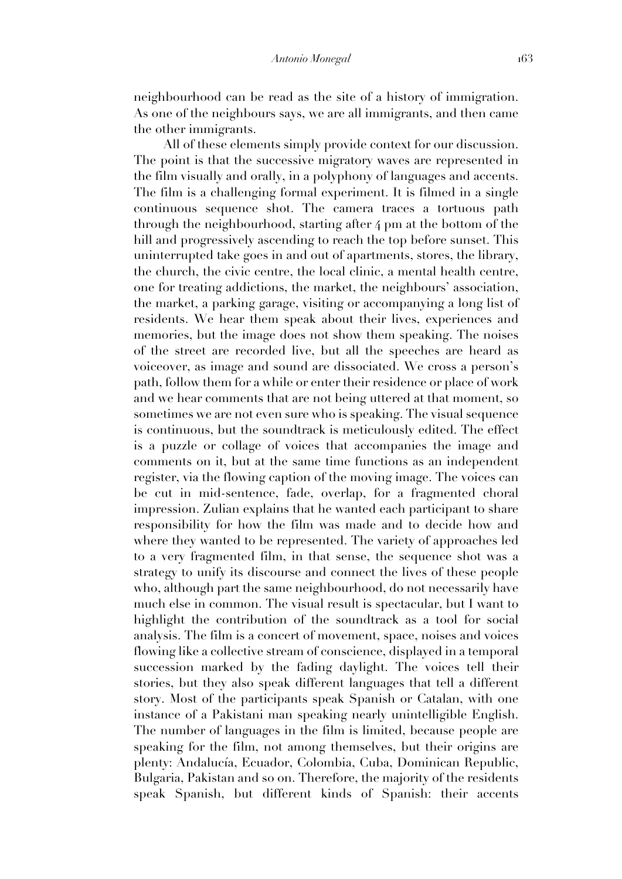neighbourhood can be read as the site of a history of immigration. As one of the neighbours says, we are all immigrants, and then came the other immigrants.

All of these elements simply provide context for our discussion. The point is that the successive migratory waves are represented in the film visually and orally, in a polyphony of languages and accents. The film is a challenging formal experiment. It is filmed in a single continuous sequence shot. The camera traces a tortuous path through the neighbourhood, starting after 4 pm at the bottom of the hill and progressively ascending to reach the top before sunset. This uninterrupted take goes in and out of apartments, stores, the library, the church, the civic centre, the local clinic, a mental health centre, one for treating addictions, the market, the neighbours' association, the market, a parking garage, visiting or accompanying a long list of residents. We hear them speak about their lives, experiences and memories, but the image does not show them speaking. The noises of the street are recorded live, but all the speeches are heard as voiceover, as image and sound are dissociated. We cross a person's path, follow them for a while or enter their residence or place of work and we hear comments that are not being uttered at that moment, so sometimes we are not even sure who is speaking. The visual sequence is continuous, but the soundtrack is meticulously edited. The effect is a puzzle or collage of voices that accompanies the image and comments on it, but at the same time functions as an independent register, via the flowing caption of the moving image. The voices can be cut in mid-sentence, fade, overlap, for a fragmented choral impression. Zulian explains that he wanted each participant to share responsibility for how the film was made and to decide how and where they wanted to be represented. The variety of approaches led to a very fragmented film, in that sense, the sequence shot was a strategy to unify its discourse and connect the lives of these people who, although part the same neighbourhood, do not necessarily have much else in common. The visual result is spectacular, but I want to highlight the contribution of the soundtrack as a tool for social analysis. The film is a concert of movement, space, noises and voices flowing like a collective stream of conscience, displayed in a temporal succession marked by the fading daylight. The voices tell their stories, but they also speak different languages that tell a different story. Most of the participants speak Spanish or Catalan, with one instance of a Pakistani man speaking nearly unintelligible English. The number of languages in the film is limited, because people are speaking for the film, not among themselves, but their origins are plenty: Andalucía, Ecuador, Colombia, Cuba, Dominican Republic, Bulgaria, Pakistan and so on. Therefore, the majority of the residents speak Spanish, but different kinds of Spanish: their accents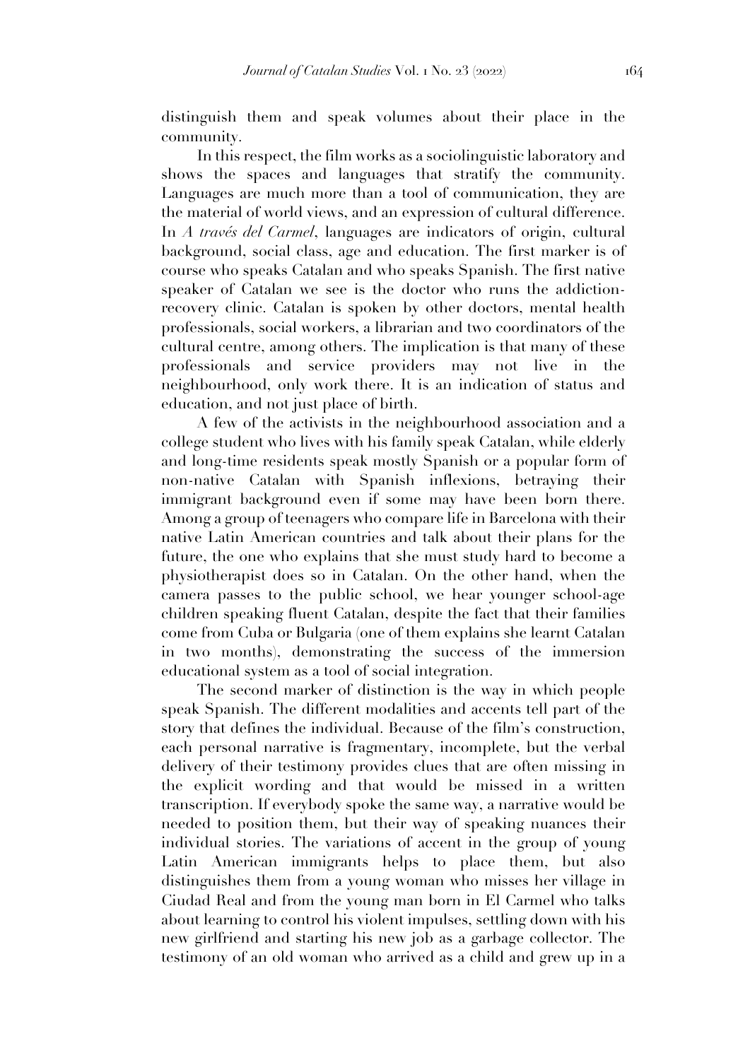distinguish them and speak volumes about their place in the community.

In this respect, the film works as a sociolinguistic laboratory and shows the spaces and languages that stratify the community. Languages are much more than a tool of communication, they are the material of world views, and an expression of cultural difference. In *A través del Carmel*, languages are indicators of origin, cultural background, social class, age and education. The first marker is of course who speaks Catalan and who speaks Spanish. The first native speaker of Catalan we see is the doctor who runs the addiction-recovery clinic. Catalan is spoken by other doctors, mental health professionals, social workers, a librarian and two coordinators of the cultural centre, among others. The implication is that many of these professionals and service providers may not live in the neighbourhood, only work there. It is an indication of status and education, and not just place of birth.

A few of the activists in the neighbourhood association and a college student who lives with his family speak Catalan, while elderly and long-time residents speak mostly Spanish or a popular form of non-native Catalan with Spanish inflexions, betraying their immigrant background even if some may have been born there. Among a group of teenagers who compare life in Barcelona with their native Latin American countries and talk about their plans for the future, the one who explains that she must study hard to become a physiotherapist does so in Catalan. On the other hand, when the camera passes to the public school, we hear younger school-age children speaking fluent Catalan, despite the fact that their families come from Cuba or Bulgaria (one of them explains she learnt Catalan in two months), demonstrating the success of the immersion educational system as a tool of social integration.

The second marker of distinction is the way in which people speak Spanish. The different modalities and accents tell part of the story that defines the individual. Because of the film's construction, each personal narrative is fragmentary, incomplete, but the verbal delivery of their testimony provides clues that are often missing in the explicit wording and that would be missed in a written transcription. If everybody spoke the same way, a narrative would be needed to position them, but their way of speaking nuances their individual stories. The variations of accent in the group of young Latin American immigrants helps to place them, but also distinguishes them from a young woman who misses her village in Ciudad Real and from the young man born in El Carmel who talks about learning to control his violent impulses, settling down with his new girlfriend and starting his new job as a garbage collector. The testimony of an old woman who arrived as a child and grew up in a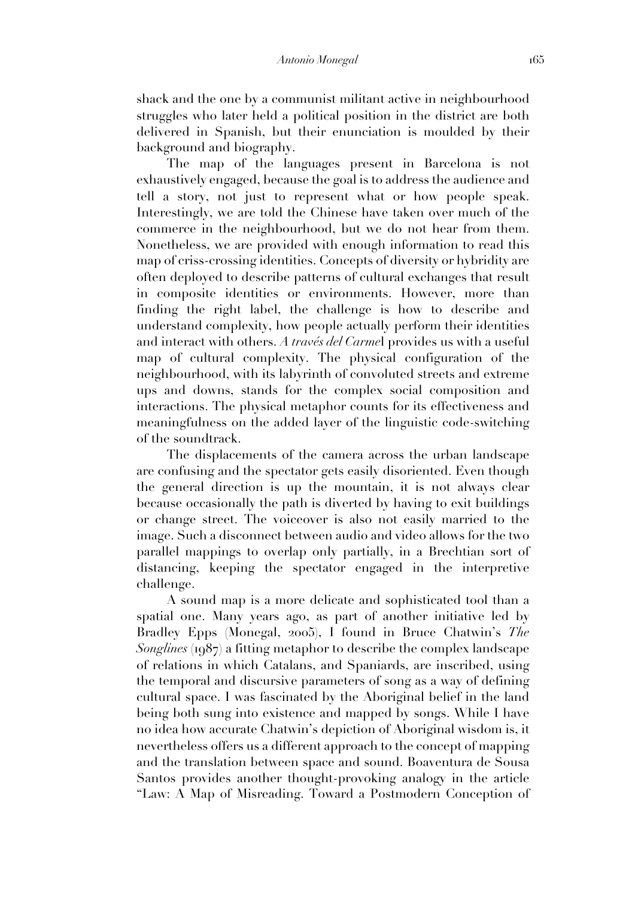shack and the one by a communist militant active in neighbourhood struggles who later held a political position in the district are both delivered in Spanish, but their enunciation is moulded by their background and biography.

The map of the languages present in Barcelona is not exhaustively engaged, because the goal is to address the audience and tell a story, not just to represent what or how people speak. Interestingly, we are told the Chinese have taken over much of the commerce in the neighbourhood, but we do not hear from them. Nonetheless, we are provided with enough information to read this map of criss-crossing identities. Concepts of diversity or hybridity are often deployed to describe patterns of cultural exchanges that result in composite identities or environments. However, more than finding the right label, the challenge is how to describe and understand complexity, how people actually perform their identities and interact with others. *A través del Carmel* provides us with a useful map of cultural complexity. The physical configuration of the neighbourhood, with its labyrinth of convoluted streets and extreme ups and downs, stands for the complex social composition and interactions. The physical metaphor counts for its effectiveness and meaningfulness on the added layer of the linguistic code-switching of the soundtrack.

The displacements of the camera across the urban landscape are confusing and the spectator gets easily disoriented. Even though the general direction is up the mountain, it is not always clear because occasionally the path is diverted by having to exit buildings or change street. The voiceover is also not easily married to the image. Such a disconnect between audio and video allows for the two parallel mappings to overlap only partially, in a Brechtian sort of distancing, keeping the spectator engaged in the interpretive challenge.

A sound map is a more delicate and sophisticated tool than a spatial one. Many years ago, as part of another initiative led by Bradley Epps (Monegal, 2005), I found in Bruce Chatwin's *The Songlines* (1987) a fitting metaphor to describe the complex landscape of relations in which Catalans, and Spaniards, are inscribed, using the temporal and discursive parameters of song as a way of defining cultural space. I was fascinated by the Aboriginal belief in the land being both sung into existence and mapped by songs. While I have no idea how accurate Chatwin's depiction of Aboriginal wisdom is, it nevertheless offers us a different approach to the concept of mapping and the translation between space and sound. Boaventura de Sousa Santos provides another thought-provoking analogy in the article "Law: A Map of Misreading. Toward a Postmodern Conception of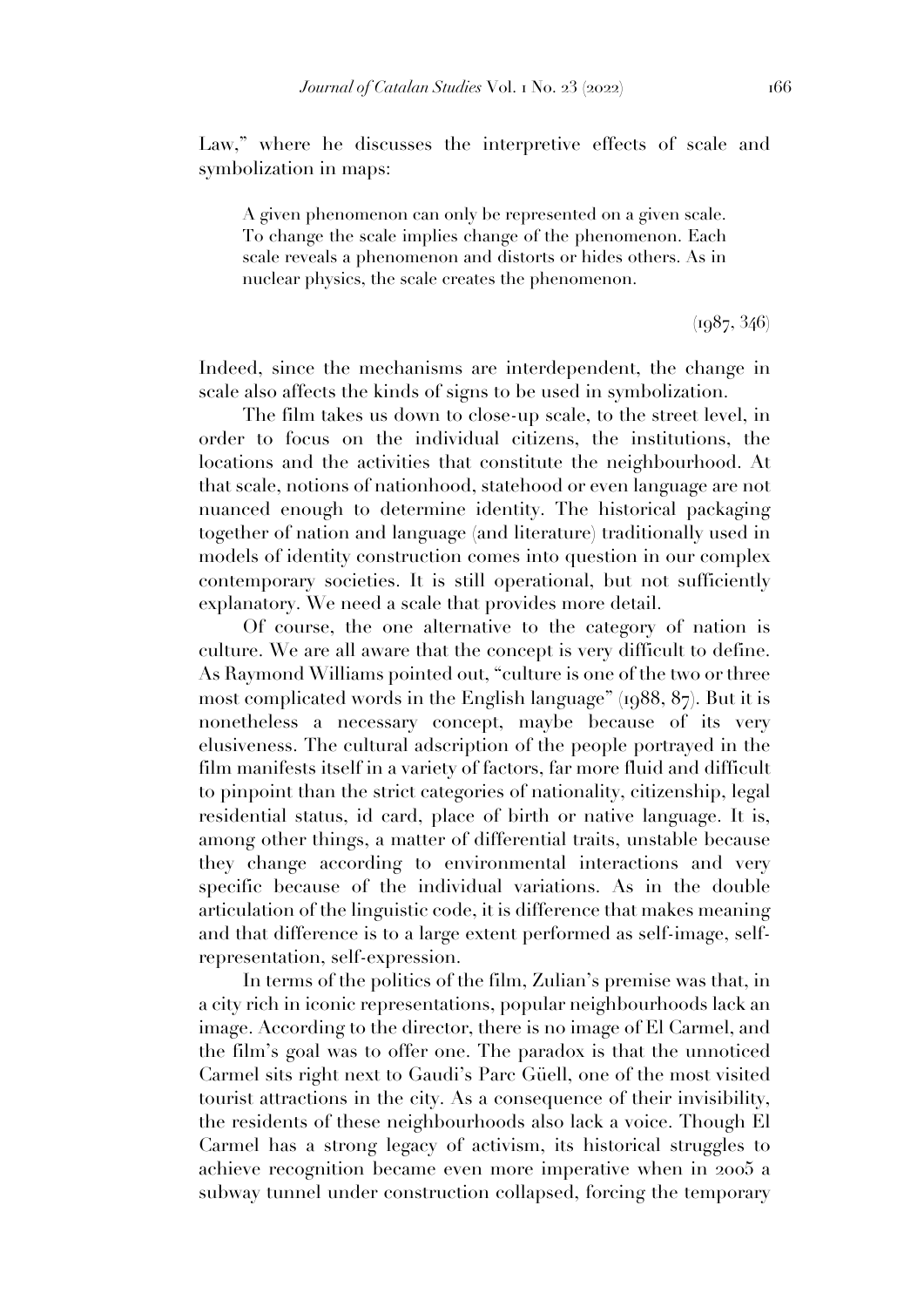Law," where he discusses the interpretive effects of scale and symbolization in maps:

> A given phenomenon can only be represented on a given scale. To change the scale implies change of the phenomenon. Each scale reveals a phenomenon and distorts or hides others. As in nuclear physics, the scale creates the phenomenon.
>
> (1987, 346)

Indeed, since the mechanisms are interdependent, the change in scale also affects the kinds of signs to be used in symbolization.

The film takes us down to close-up scale, to the street level, in order to focus on the individual citizens, the institutions, the locations and the activities that constitute the neighbourhood. At that scale, notions of nationhood, statehood or even language are not nuanced enough to determine identity. The historical packaging together of nation and language (and literature) traditionally used in models of identity construction comes into question in our complex contemporary societies. It is still operational, but not sufficiently explanatory. We need a scale that provides more detail.

Of course, the one alternative to the category of nation is culture. We are all aware that the concept is very difficult to define. As Raymond Williams pointed out, "culture is one of the two or three most complicated words in the English language" (1988, 87). But it is nonetheless a necessary concept, maybe because of its very elusiveness. The cultural adscription of the people portrayed in the film manifests itself in a variety of factors, far more fluid and difficult to pinpoint than the strict categories of nationality, citizenship, legal residential status, id card, place of birth or native language. It is, among other things, a matter of differential traits, unstable because they change according to environmental interactions and very specific because of the individual variations. As in the double articulation of the linguistic code, it is difference that makes meaning and that difference is to a large extent performed as self-image, self-representation, self-expression.

In terms of the politics of the film, Zulian's premise was that, in a city rich in iconic representations, popular neighbourhoods lack an image. According to the director, there is no image of El Carmel, and the film's goal was to offer one. The paradox is that the unnoticed Carmel sits right next to Gaudi's Parc Güell, one of the most visited tourist attractions in the city. As a consequence of their invisibility, the residents of these neighbourhoods also lack a voice. Though El Carmel has a strong legacy of activism, its historical struggles to achieve recognition became even more imperative when in 2005 a subway tunnel under construction collapsed, forcing the temporary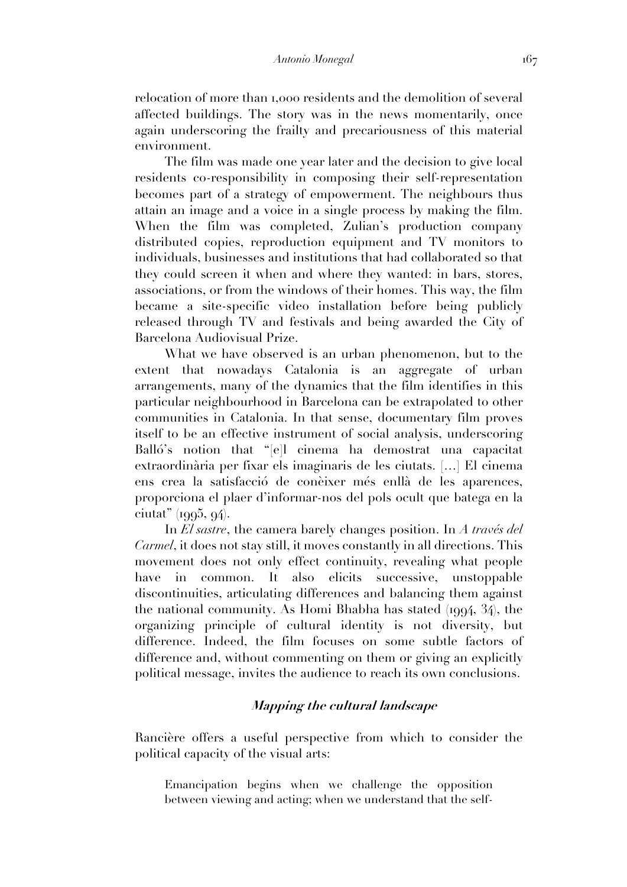relocation of more than 1,000 residents and the demolition of several affected buildings. The story was in the news momentarily, once again underscoring the frailty and precariousness of this material environment.

The film was made one year later and the decision to give local residents co-responsibility in composing their self-representation becomes part of a strategy of empowerment. The neighbours thus attain an image and a voice in a single process by making the film. When the film was completed, Zulian's production company distributed copies, reproduction equipment and TV monitors to individuals, businesses and institutions that had collaborated so that they could screen it when and where they wanted: in bars, stores, associations, or from the windows of their homes. This way, the film became a site-specific video installation before being publicly released through TV and festivals and being awarded the City of Barcelona Audiovisual Prize.

What we have observed is an urban phenomenon, but to the extent that nowadays Catalonia is an aggregate of urban arrangements, many of the dynamics that the film identifies in this particular neighbourhood in Barcelona can be extrapolated to other communities in Catalonia. In that sense, documentary film proves itself to be an effective instrument of social analysis, underscoring Balló's notion that "[e]l cinema ha demostrat una capacitat extraordinària per fixar els imaginaris de les ciutats. […] El cinema ens crea la satisfacció de conèixer més enllà de les aparences, proporciona el plaer d'informar-nos del pols ocult que batega en la ciutat" (1995, 94).

In *El sastre*, the camera barely changes position. In *A través del Carmel*, it does not stay still, it moves constantly in all directions. This movement does not only effect continuity, revealing what people have in common. It also elicits successive, unstoppable discontinuities, articulating differences and balancing them against the national community. As Homi Bhabha has stated (1994, 34), the organizing principle of cultural identity is not diversity, but difference. Indeed, the film focuses on some subtle factors of difference and, without commenting on them or giving an explicitly political message, invites the audience to reach its own conclusions.

### *Mapping the cultural landscape*

Rancière offers a useful perspective from which to consider the political capacity of the visual arts:

> Emancipation begins when we challenge the opposition between viewing and acting; when we understand that the self-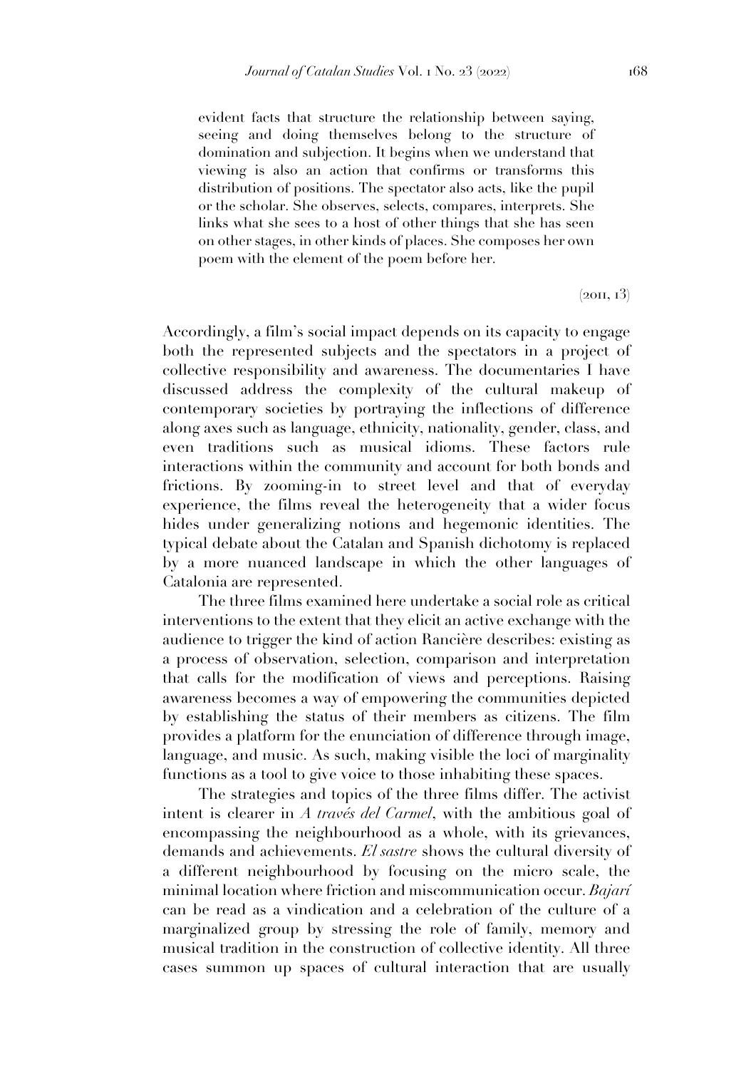> evident facts that structure the relationship between saying, seeing and doing themselves belong to the structure of domination and subjection. It begins when we understand that viewing is also an action that confirms or transforms this distribution of positions. The spectator also acts, like the pupil or the scholar. She observes, selects, compares, interprets. She links what she sees to a host of other things that she has seen on other stages, in other kinds of places. She composes her own poem with the element of the poem before her.
>
> (2011, 13)

Accordingly, a film's social impact depends on its capacity to engage both the represented subjects and the spectators in a project of collective responsibility and awareness. The documentaries I have discussed address the complexity of the cultural makeup of contemporary societies by portraying the inflections of difference along axes such as language, ethnicity, nationality, gender, class, and even traditions such as musical idioms. These factors rule interactions within the community and account for both bonds and frictions. By zooming-in to street level and that of everyday experience, the films reveal the heterogeneity that a wider focus hides under generalizing notions and hegemonic identities. The typical debate about the Catalan and Spanish dichotomy is replaced by a more nuanced landscape in which the other languages of Catalonia are represented.

The three films examined here undertake a social role as critical interventions to the extent that they elicit an active exchange with the audience to trigger the kind of action Rancière describes: existing as a process of observation, selection, comparison and interpretation that calls for the modification of views and perceptions. Raising awareness becomes a way of empowering the communities depicted by establishing the status of their members as citizens. The film provides a platform for the enunciation of difference through image, language, and music. As such, making visible the loci of marginality functions as a tool to give voice to those inhabiting these spaces.

The strategies and topics of the three films differ. The activist intent is clearer in *A través del Carmel*, with the ambitious goal of encompassing the neighbourhood as a whole, with its grievances, demands and achievements. *El sastre* shows the cultural diversity of a different neighbourhood by focusing on the micro scale, the minimal location where friction and miscommunication occur. *Bajarí* can be read as a vindication and a celebration of the culture of a marginalized group by stressing the role of family, memory and musical tradition in the construction of collective identity. All three cases summon up spaces of cultural interaction that are usually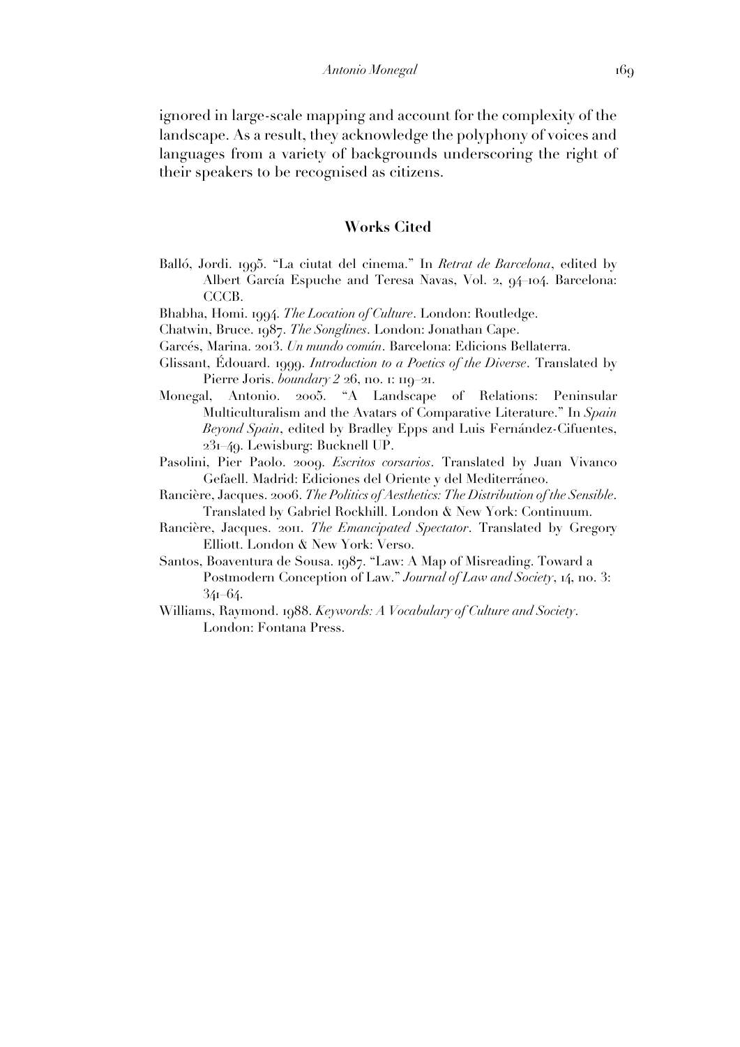ignored in large-scale mapping and account for the complexity of the landscape. As a result, they acknowledge the polyphony of voices and languages from a variety of backgrounds underscoring the right of their speakers to be recognised as citizens.

## Works Cited

Balló, Jordi. 1995. "La ciutat del cinema." In *Retrat de Barcelona*, edited by Albert García Espuche and Teresa Navas, Vol. 2, 94–104. Barcelona: CCCB.

Bhabha, Homi. 1994. *The Location of Culture*. London: Routledge.

Chatwin, Bruce. 1987. *The Songlines*. London: Jonathan Cape.

Garcés, Marina. 2013. *Un mundo común*. Barcelona: Edicions Bellaterra.

Glissant, Édouard. 1999. *Introduction to a Poetics of the Diverse*. Translated by Pierre Joris. *boundary 2* 26, no. 1: 119–21.

Monegal, Antonio. 2005. "A Landscape of Relations: Peninsular Multiculturalism and the Avatars of Comparative Literature." In *Spain Beyond Spain*, edited by Bradley Epps and Luis Fernández-Cifuentes, 231–49. Lewisburg: Bucknell UP.

Pasolini, Pier Paolo. 2009. *Escritos corsarios*. Translated by Juan Vivanco Gefaell. Madrid: Ediciones del Oriente y del Mediterráneo.

Rancière, Jacques. 2006. *The Politics of Aesthetics: The Distribution of the Sensible*. Translated by Gabriel Rockhill. London & New York: Continuum.

Rancière, Jacques. 2011. *The Emancipated Spectator*. Translated by Gregory Elliott. London & New York: Verso.

Santos, Boaventura de Sousa. 1987. "Law: A Map of Misreading. Toward a Postmodern Conception of Law." *Journal of Law and Society*, 14, no. 3: 341–64.

Williams, Raymond. 1988. *Keywords: A Vocabulary of Culture and Society*. London: Fontana Press.